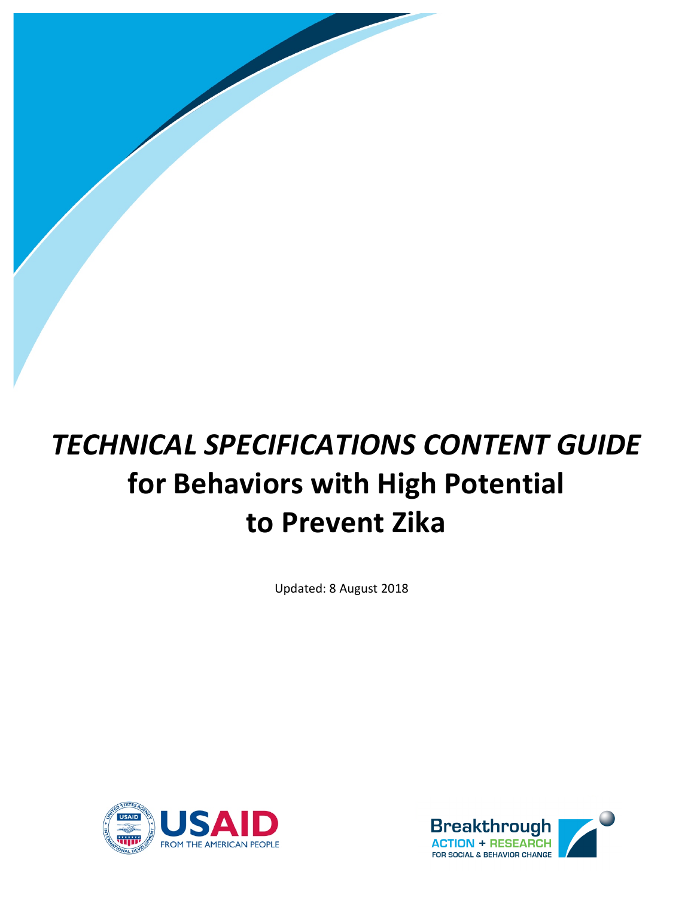# *TECHNICAL SPECIFICATIONS CONTENT GUIDE* for Behaviors with High Potential to Prevent Zika

Updated: 8 August 2018

USAID
FROM THE AMERICAN PEOPLE

Breakthrough
ACTION + RESEARCH
FOR SOCIAL & BEHAVIOR CHANGE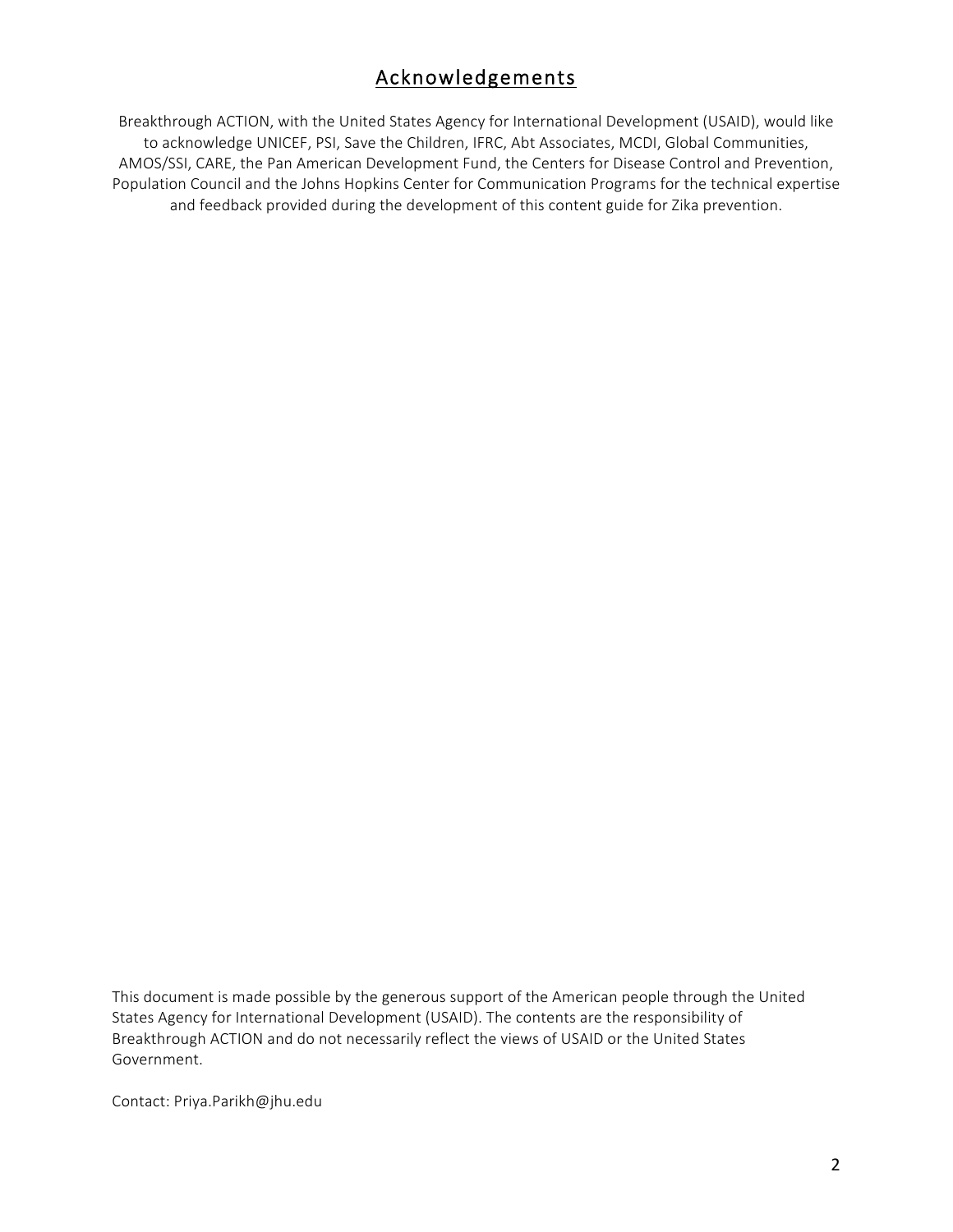# Acknowledgements

Breakthrough ACTION, with the United States Agency for International Development (USAID), would like to acknowledge UNICEF, PSI, Save the Children, IFRC, Abt Associates, MCDI, Global Communities, AMOS/SSI, CARE, the Pan American Development Fund, the Centers for Disease Control and Prevention, Population Council and the Johns Hopkins Center for Communication Programs for the technical expertise and feedback provided during the development of this content guide for Zika prevention.

This document is made possible by the generous support of the American people through the United States Agency for International Development (USAID). The contents are the responsibility of Breakthrough ACTION and do not necessarily reflect the views of USAID or the United States Government.

Contact: Priya.Parikh@jhu.edu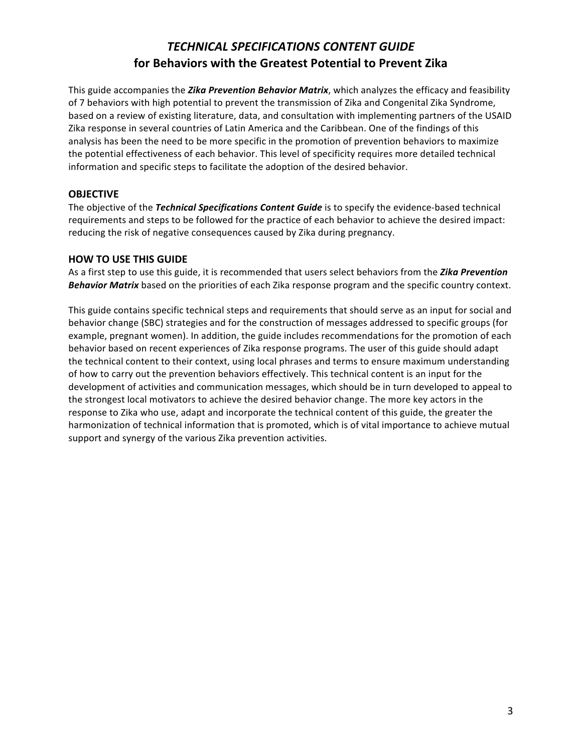# *TECHNICAL SPECIFICATIONS CONTENT GUIDE*
# for Behaviors with the Greatest Potential to Prevent Zika

This guide accompanies the ***Zika Prevention Behavior Matrix***, which analyzes the efficacy and feasibility of 7 behaviors with high potential to prevent the transmission of Zika and Congenital Zika Syndrome, based on a review of existing literature, data, and consultation with implementing partners of the USAID Zika response in several countries of Latin America and the Caribbean. One of the findings of this analysis has been the need to be more specific in the promotion of prevention behaviors to maximize the potential effectiveness of each behavior. This level of specificity requires more detailed technical information and specific steps to facilitate the adoption of the desired behavior.

## OBJECTIVE

The objective of the ***Technical Specifications Content Guide*** is to specify the evidence-based technical requirements and steps to be followed for the practice of each behavior to achieve the desired impact: reducing the risk of negative consequences caused by Zika during pregnancy.

## HOW TO USE THIS GUIDE

As a first step to use this guide, it is recommended that users select behaviors from the ***Zika Prevention Behavior Matrix*** based on the priorities of each Zika response program and the specific country context.

This guide contains specific technical steps and requirements that should serve as an input for social and behavior change (SBC) strategies and for the construction of messages addressed to specific groups (for example, pregnant women). In addition, the guide includes recommendations for the promotion of each behavior based on recent experiences of Zika response programs. The user of this guide should adapt the technical content to their context, using local phrases and terms to ensure maximum understanding of how to carry out the prevention behaviors effectively. This technical content is an input for the development of activities and communication messages, which should be in turn developed to appeal to the strongest local motivators to achieve the desired behavior change. The more key actors in the response to Zika who use, adapt and incorporate the technical content of this guide, the greater the harmonization of technical information that is promoted, which is of vital importance to achieve mutual support and synergy of the various Zika prevention activities.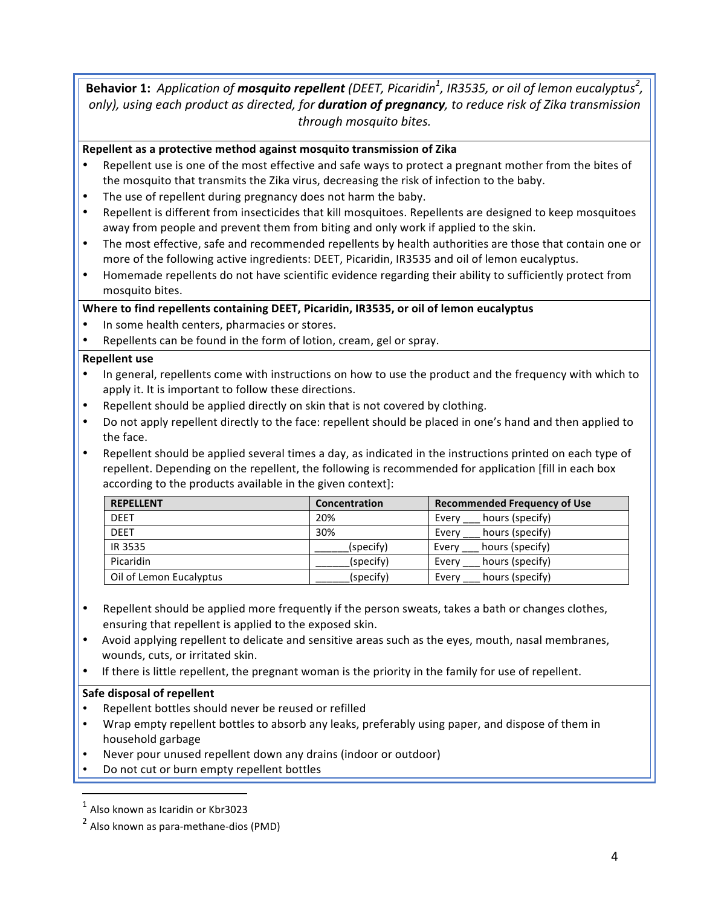**Behavior 1:** *Application of **mosquito repellent** (DEET, Picaridin[1], IR3535, or oil of lemon eucalyptus[2], only), using each product as directed, for **duration of pregnancy**, to reduce risk of Zika transmission through mosquito bites.*

**Repellent as a protective method against mosquito transmission of Zika**

- Repellent use is one of the most effective and safe ways to protect a pregnant mother from the bites of the mosquito that transmits the Zika virus, decreasing the risk of infection to the baby.
- The use of repellent during pregnancy does not harm the baby.
- Repellent is different from insecticides that kill mosquitoes. Repellents are designed to keep mosquitoes away from people and prevent them from biting and only work if applied to the skin.
- The most effective, safe and recommended repellents by health authorities are those that contain one or more of the following active ingredients: DEET, Picaridin, IR3535 and oil of lemon eucalyptus.
- Homemade repellents do not have scientific evidence regarding their ability to sufficiently protect from mosquito bites.

**Where to find repellents containing DEET, Picaridin, IR3535, or oil of lemon eucalyptus**

- In some health centers, pharmacies or stores.
- Repellents can be found in the form of lotion, cream, gel or spray.

**Repellent use**

- In general, repellents come with instructions on how to use the product and the frequency with which to apply it. It is important to follow these directions.
- Repellent should be applied directly on skin that is not covered by clothing.
- Do not apply repellent directly to the face: repellent should be placed in one's hand and then applied to the face.
- Repellent should be applied several times a day, as indicated in the instructions printed on each type of repellent. Depending on the repellent, the following is recommended for application [fill in each box according to the products available in the given context]:

| REPELLENT | Concentration | Recommended Frequency of Use |
|---|---|---|
| DEET | 20% | Every ___ hours (specify) |
| DEET | 30% | Every ___ hours (specify) |
| IR 3535 | ______(specify) | Every ___ hours (specify) |
| Picaridin | ______(specify) | Every ___ hours (specify) |
| Oil of Lemon Eucalyptus | ______(specify) | Every ___ hours (specify) |

- Repellent should be applied more frequently if the person sweats, takes a bath or changes clothes, ensuring that repellent is applied to the exposed skin.
- Avoid applying repellent to delicate and sensitive areas such as the eyes, mouth, nasal membranes, wounds, cuts, or irritated skin.
- If there is little repellent, the pregnant woman is the priority in the family for use of repellent.

**Safe disposal of repellent**

- Repellent bottles should never be reused or refilled
- Wrap empty repellent bottles to absorb any leaks, preferably using paper, and dispose of them in household garbage
- Never pour unused repellent down any drains (indoor or outdoor)
- Do not cut or burn empty repellent bottles

---

[1] Also known as Icaridin or Kbr3023

[2] Also known as para-methane-dios (PMD)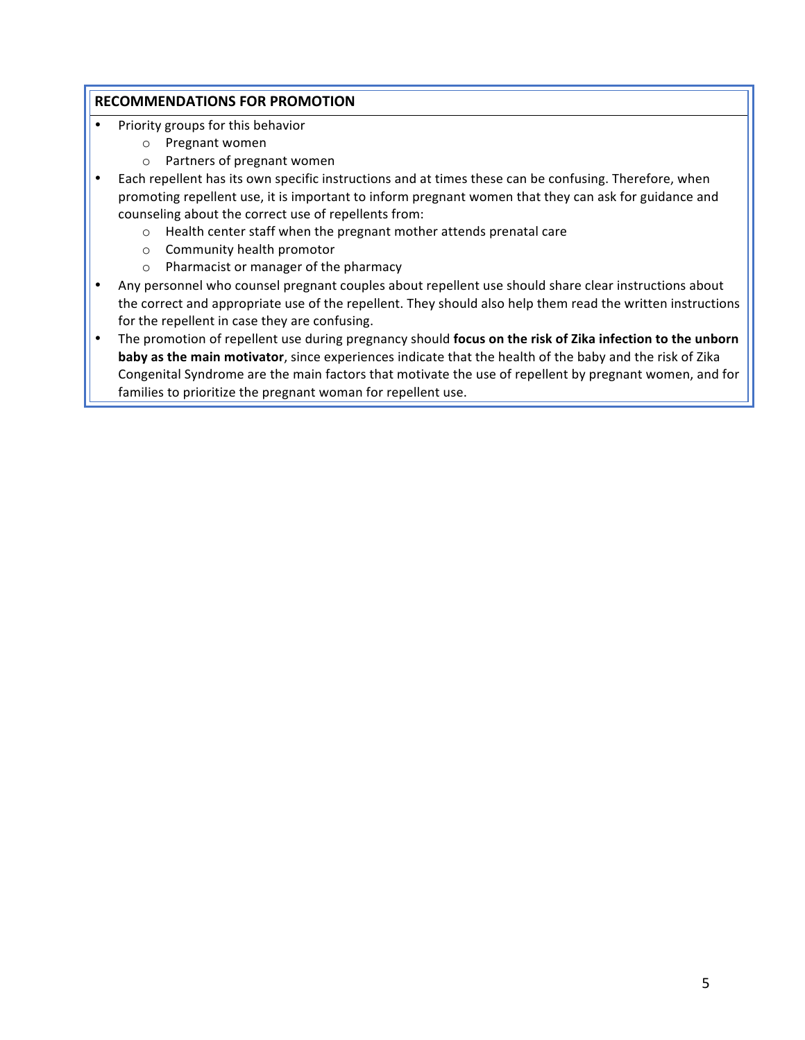**RECOMMENDATIONS FOR PROMOTION**

- Priority groups for this behavior
  - Pregnant women
  - Partners of pregnant women
- Each repellent has its own specific instructions and at times these can be confusing. Therefore, when promoting repellent use, it is important to inform pregnant women that they can ask for guidance and counseling about the correct use of repellents from:
  - Health center staff when the pregnant mother attends prenatal care
  - Community health promotor
  - Pharmacist or manager of the pharmacy
- Any personnel who counsel pregnant couples about repellent use should share clear instructions about the correct and appropriate use of the repellent. They should also help them read the written instructions for the repellent in case they are confusing.
- The promotion of repellent use during pregnancy should **focus on the risk of Zika infection to the unborn baby as the main motivator**, since experiences indicate that the health of the baby and the risk of Zika Congenital Syndrome are the main factors that motivate the use of repellent by pregnant women, and for families to prioritize the pregnant woman for repellent use.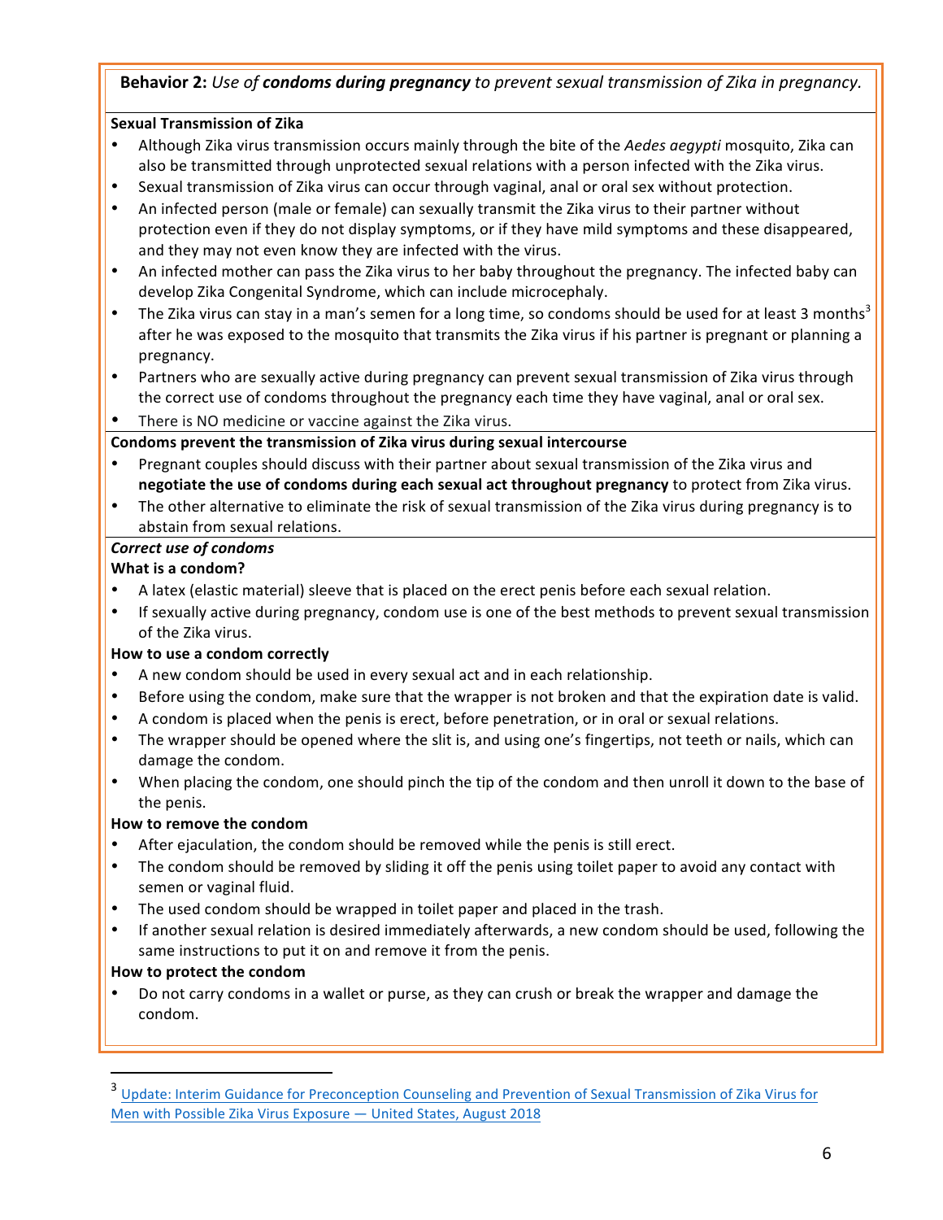**Behavior 2:** *Use of* ***condoms during pregnancy*** *to prevent sexual transmission of Zika in pregnancy.*

**Sexual Transmission of Zika**

- Although Zika virus transmission occurs mainly through the bite of the *Aedes aegypti* mosquito, Zika can also be transmitted through unprotected sexual relations with a person infected with the Zika virus.
- Sexual transmission of Zika virus can occur through vaginal, anal or oral sex without protection.
- An infected person (male or female) can sexually transmit the Zika virus to their partner without protection even if they do not display symptoms, or if they have mild symptoms and these disappeared, and they may not even know they are infected with the virus.
- An infected mother can pass the Zika virus to her baby throughout the pregnancy. The infected baby can develop Zika Congenital Syndrome, which can include microcephaly.
- The Zika virus can stay in a man's semen for a long time, so condoms should be used for at least 3 months[3] after he was exposed to the mosquito that transmits the Zika virus if his partner is pregnant or planning a pregnancy.
- Partners who are sexually active during pregnancy can prevent sexual transmission of Zika virus through the correct use of condoms throughout the pregnancy each time they have vaginal, anal or oral sex.
- There is NO medicine or vaccine against the Zika virus.

**Condoms prevent the transmission of Zika virus during sexual intercourse**

- Pregnant couples should discuss with their partner about sexual transmission of the Zika virus and **negotiate the use of condoms during each sexual act throughout pregnancy** to protect from Zika virus.
- The other alternative to eliminate the risk of sexual transmission of the Zika virus during pregnancy is to abstain from sexual relations.

***Correct use of condoms***

**What is a condom?**

- A latex (elastic material) sleeve that is placed on the erect penis before each sexual relation.
- If sexually active during pregnancy, condom use is one of the best methods to prevent sexual transmission of the Zika virus.

**How to use a condom correctly**

- A new condom should be used in every sexual act and in each relationship.
- Before using the condom, make sure that the wrapper is not broken and that the expiration date is valid.
- A condom is placed when the penis is erect, before penetration, or in oral or sexual relations.
- The wrapper should be opened where the slit is, and using one's fingertips, not teeth or nails, which can damage the condom.
- When placing the condom, one should pinch the tip of the condom and then unroll it down to the base of the penis.

**How to remove the condom**

- After ejaculation, the condom should be removed while the penis is still erect.
- The condom should be removed by sliding it off the penis using toilet paper to avoid any contact with semen or vaginal fluid.
- The used condom should be wrapped in toilet paper and placed in the trash.
- If another sexual relation is desired immediately afterwards, a new condom should be used, following the same instructions to put it on and remove it from the penis.

**How to protect the condom**

- Do not carry condoms in a wallet or purse, as they can crush or break the wrapper and damage the condom.

---

[3] Update: Interim Guidance for Preconception Counseling and Prevention of Sexual Transmission of Zika Virus for Men with Possible Zika Virus Exposure — United States, August 2018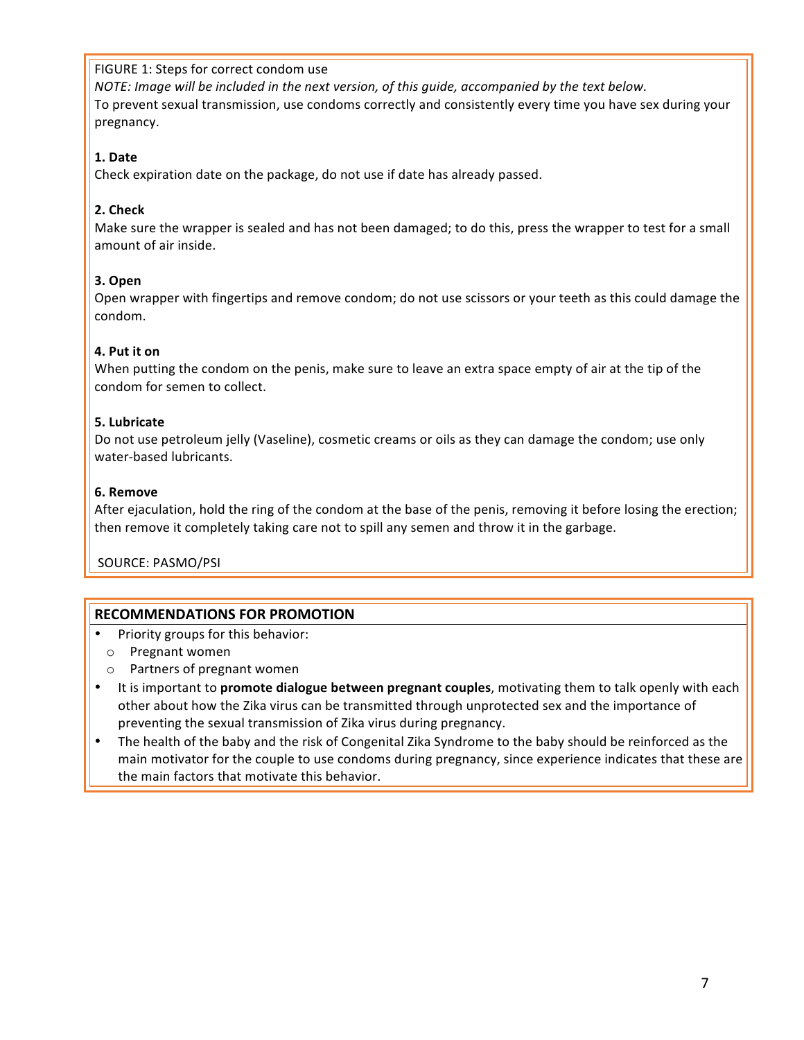FIGURE 1: Steps for correct condom use

*NOTE: Image will be included in the next version, of this guide, accompanied by the text below.*

To prevent sexual transmission, use condoms correctly and consistently every time you have sex during your pregnancy.

**1. Date**

Check expiration date on the package, do not use if date has already passed.

**2. Check**

Make sure the wrapper is sealed and has not been damaged; to do this, press the wrapper to test for a small amount of air inside.

**3. Open**

Open wrapper with fingertips and remove condom; do not use scissors or your teeth as this could damage the condom.

**4. Put it on**

When putting the condom on the penis, make sure to leave an extra space empty of air at the tip of the condom for semen to collect.

**5. Lubricate**

Do not use petroleum jelly (Vaseline), cosmetic creams or oils as they can damage the condom; use only water-based lubricants.

**6. Remove**

After ejaculation, hold the ring of the condom at the base of the penis, removing it before losing the erection; then remove it completely taking care not to spill any semen and throw it in the garbage.

SOURCE: PASMO/PSI

**RECOMMENDATIONS FOR PROMOTION**

- Priority groups for this behavior:
  - Pregnant women
  - Partners of pregnant women
- It is important to **promote dialogue between pregnant couples**, motivating them to talk openly with each other about how the Zika virus can be transmitted through unprotected sex and the importance of preventing the sexual transmission of Zika virus during pregnancy.
- The health of the baby and the risk of Congenital Zika Syndrome to the baby should be reinforced as the main motivator for the couple to use condoms during pregnancy, since experience indicates that these are the main factors that motivate this behavior.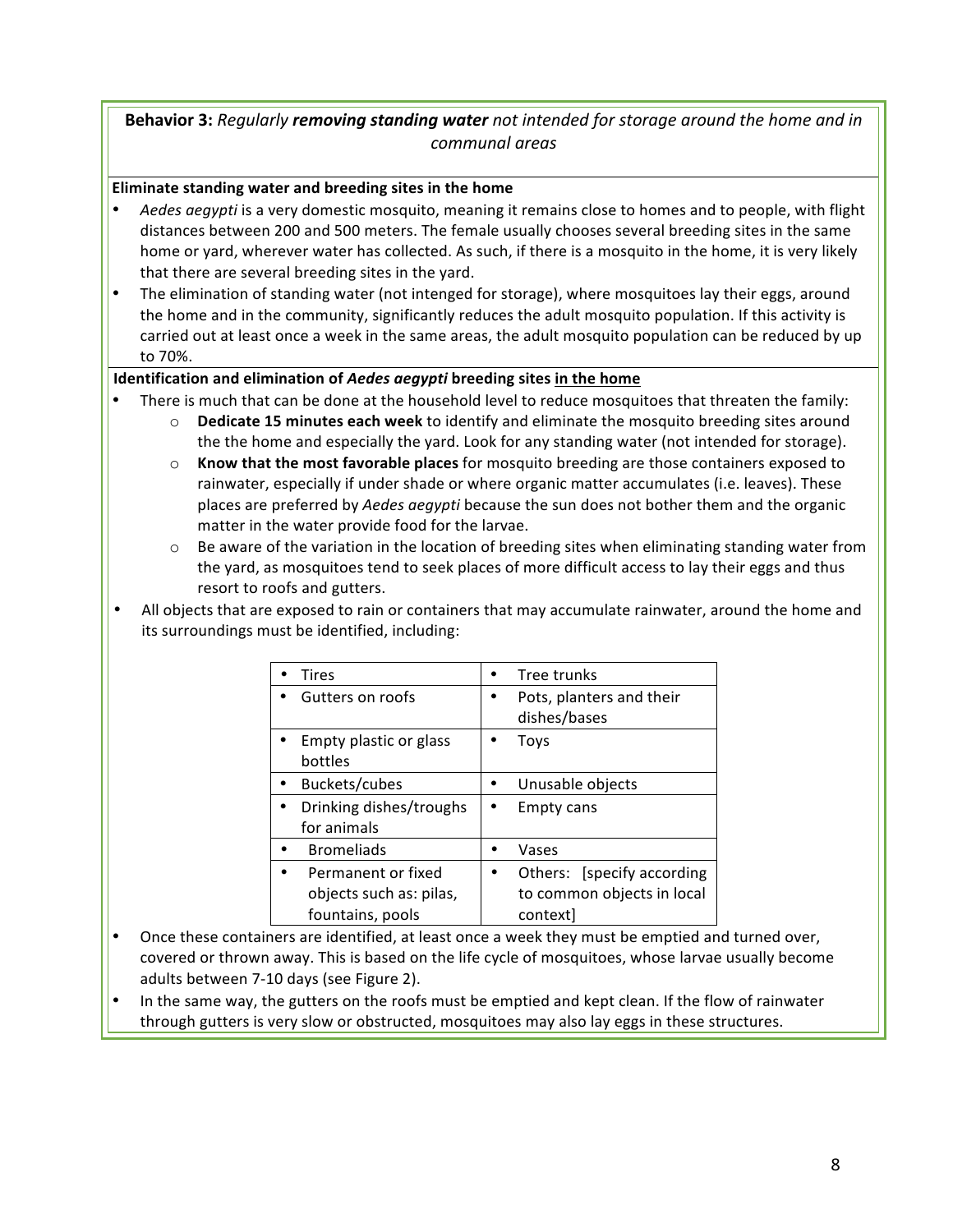**Behavior 3:** *Regularly* ***removing standing water*** *not intended for storage around the home and in communal areas*

**Eliminate standing water and breeding sites in the home**

- *Aedes aegypti* is a very domestic mosquito, meaning it remains close to homes and to people, with flight distances between 200 and 500 meters. The female usually chooses several breeding sites in the same home or yard, wherever water has collected. As such, if there is a mosquito in the home, it is very likely that there are several breeding sites in the yard.
- The elimination of standing water (not intenged for storage), where mosquitoes lay their eggs, around the home and in the community, significantly reduces the adult mosquito population. If this activity is carried out at least once a week in the same areas, the adult mosquito population can be reduced by up to 70%.

**Identification and elimination of *Aedes aegypti* breeding sites <u>in the home</u>**

- There is much that can be done at the household level to reduce mosquitoes that threaten the family:
  - **Dedicate 15 minutes each week** to identify and eliminate the mosquito breeding sites around the the home and especially the yard. Look for any standing water (not intended for storage).
  - **Know that the most favorable places** for mosquito breeding are those containers exposed to rainwater, especially if under shade or where organic matter accumulates (i.e. leaves). These places are preferred by *Aedes aegypti* because the sun does not bother them and the organic matter in the water provide food for the larvae.
  - Be aware of the variation in the location of breeding sites when eliminating standing water from the yard, as mosquitoes tend to seek places of more difficult access to lay their eggs and thus resort to roofs and gutters.
- All objects that are exposed to rain or containers that may accumulate rainwater, around the home and its surroundings must be identified, including:

| | |
|---|---|
| • Tires | • Tree trunks |
| • Gutters on roofs | • Pots, planters and their dishes/bases |
| • Empty plastic or glass bottles | • Toys |
| • Buckets/cubes | • Unusable objects |
| • Drinking dishes/troughs for animals | • Empty cans |
| • Bromeliads | • Vases |
| • Permanent or fixed objects such as: pilas, fountains, pools | • Others: [specify according to common objects in local context] |

- Once these containers are identified, at least once a week they must be emptied and turned over, covered or thrown away. This is based on the life cycle of mosquitoes, whose larvae usually become adults between 7-10 days (see Figure 2).
- In the same way, the gutters on the roofs must be emptied and kept clean. If the flow of rainwater through gutters is very slow or obstructed, mosquitoes may also lay eggs in these structures.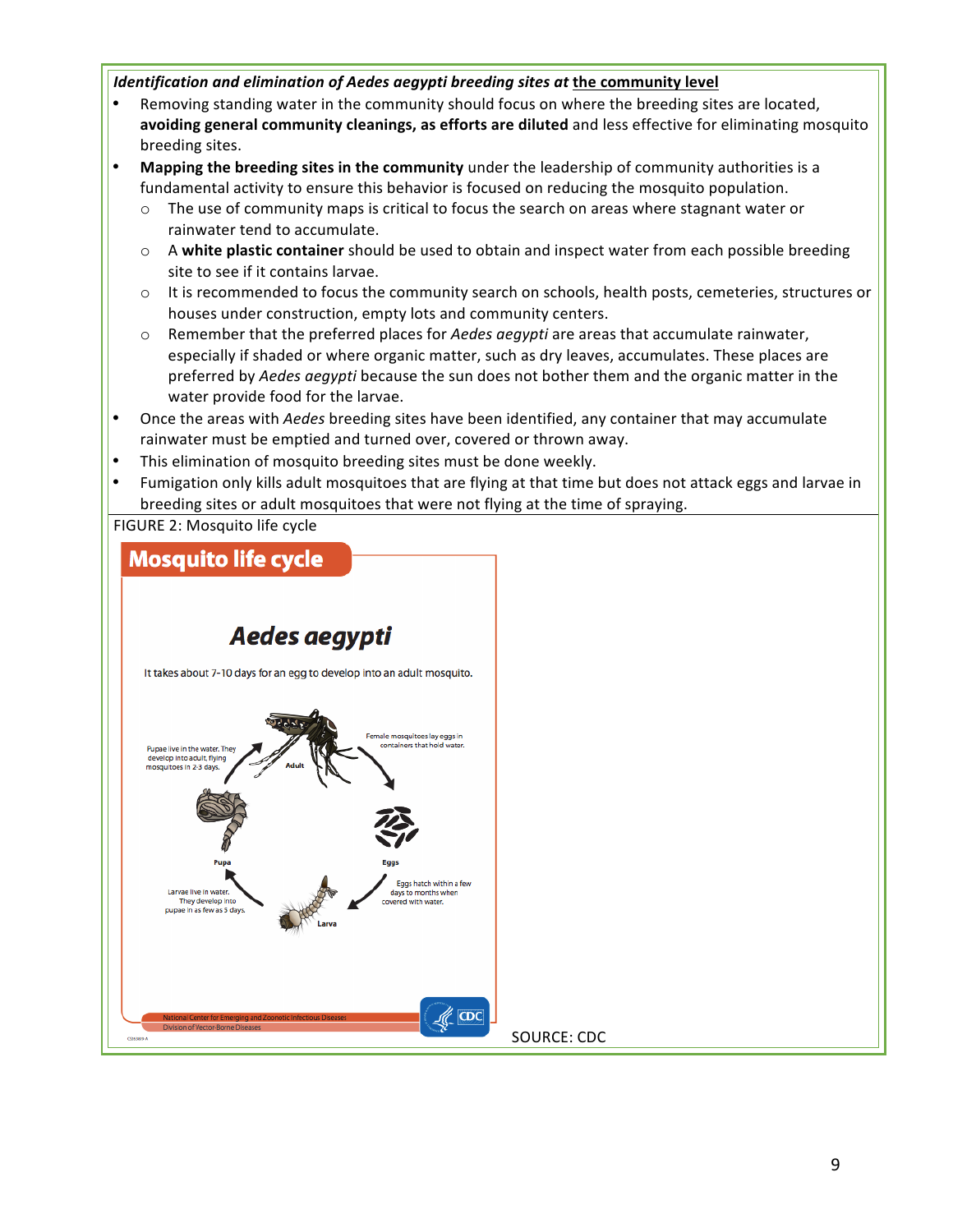***Identification and elimination of Aedes aegypti breeding sites at <u>the community level</u>***

- Removing standing water in the community should focus on where the breeding sites are located, **avoiding general community cleanings, as efforts are diluted** and less effective for eliminating mosquito breeding sites.
- **Mapping the breeding sites in the community** under the leadership of community authorities is a fundamental activity to ensure this behavior is focused on reducing the mosquito population.
    - The use of community maps is critical to focus the search on areas where stagnant water or rainwater tend to accumulate.
    - A **white plastic container** should be used to obtain and inspect water from each possible breeding site to see if it contains larvae.
    - It is recommended to focus the community search on schools, health posts, cemeteries, structures or houses under construction, empty lots and community centers.
    - Remember that the preferred places for *Aedes aegypti* are areas that accumulate rainwater, especially if shaded or where organic matter, such as dry leaves, accumulates. These places are preferred by *Aedes aegypti* because the sun does not bother them and the organic matter in the water provide food for the larvae.
- Once the areas with *Aedes* breeding sites have been identified, any container that may accumulate rainwater must be emptied and turned over, covered or thrown away.
- This elimination of mosquito breeding sites must be done weekly.
- Fumigation only kills adult mosquitoes that are flying at that time but does not attack eggs and larvae in breeding sites or adult mosquitoes that were not flying at the time of spraying.

FIGURE 2: Mosquito life cycle

**Mosquito life cycle**

***Aedes aegypti***

It takes about 7-10 days for an egg to develop into an adult mosquito.

Female mosquitoes lay eggs in containers that hold water.

Eggs hatch within a few days to months when covered with water.

Larvae live in water. They develop into pupae in as few as 5 days.

Pupae live in the water. They develop into adult, flying mosquitoes in 2-3 days.

National Center for Emerging and Zoonotic Infectious Diseases
Division of Vector-Borne Diseases

SOURCE: CDC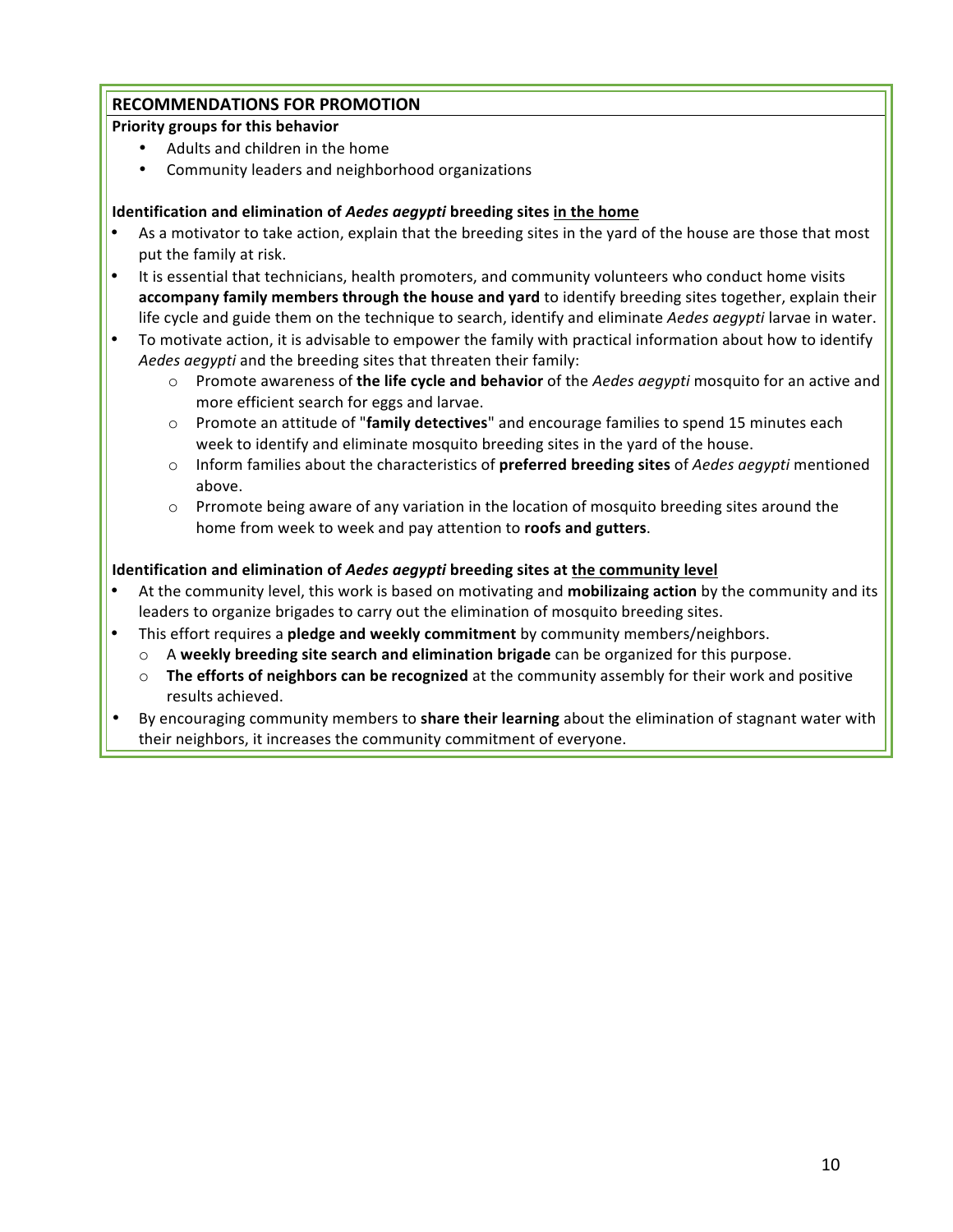## RECOMMENDATIONS FOR PROMOTION

**Priority groups for this behavior**

- Adults and children in the home
- Community leaders and neighborhood organizations

**Identification and elimination of *Aedes aegypti* breeding sites <u>in the home</u>**

- As a motivator to take action, explain that the breeding sites in the yard of the house are those that most put the family at risk.
- It is essential that technicians, health promoters, and community volunteers who conduct home visits **accompany family members through the house and yard** to identify breeding sites together, explain their life cycle and guide them on the technique to search, identify and eliminate *Aedes aegypti* larvae in water.
- To motivate action, it is advisable to empower the family with practical information about how to identify *Aedes aegypti* and the breeding sites that threaten their family:
  - Promote awareness of **the life cycle and behavior** of the *Aedes aegypti* mosquito for an active and more efficient search for eggs and larvae.
  - Promote an attitude of "**family detectives**" and encourage families to spend 15 minutes each week to identify and eliminate mosquito breeding sites in the yard of the house.
  - Inform families about the characteristics of **preferred breeding sites** of *Aedes aegypti* mentioned above.
  - Prromote being aware of any variation in the location of mosquito breeding sites around the home from week to week and pay attention to **roofs and gutters**.

**Identification and elimination of *Aedes aegypti* breeding sites at <u>the community level</u>**

- At the community level, this work is based on motivating and **mobilizaing action** by the community and its leaders to organize brigades to carry out the elimination of mosquito breeding sites.
- This effort requires a **pledge and weekly commitment** by community members/neighbors.
  - A **weekly breeding site search and elimination brigade** can be organized for this purpose.
  - **The efforts of neighbors can be recognized** at the community assembly for their work and positive results achieved.
- By encouraging community members to **share their learning** about the elimination of stagnant water with their neighbors, it increases the community commitment of everyone.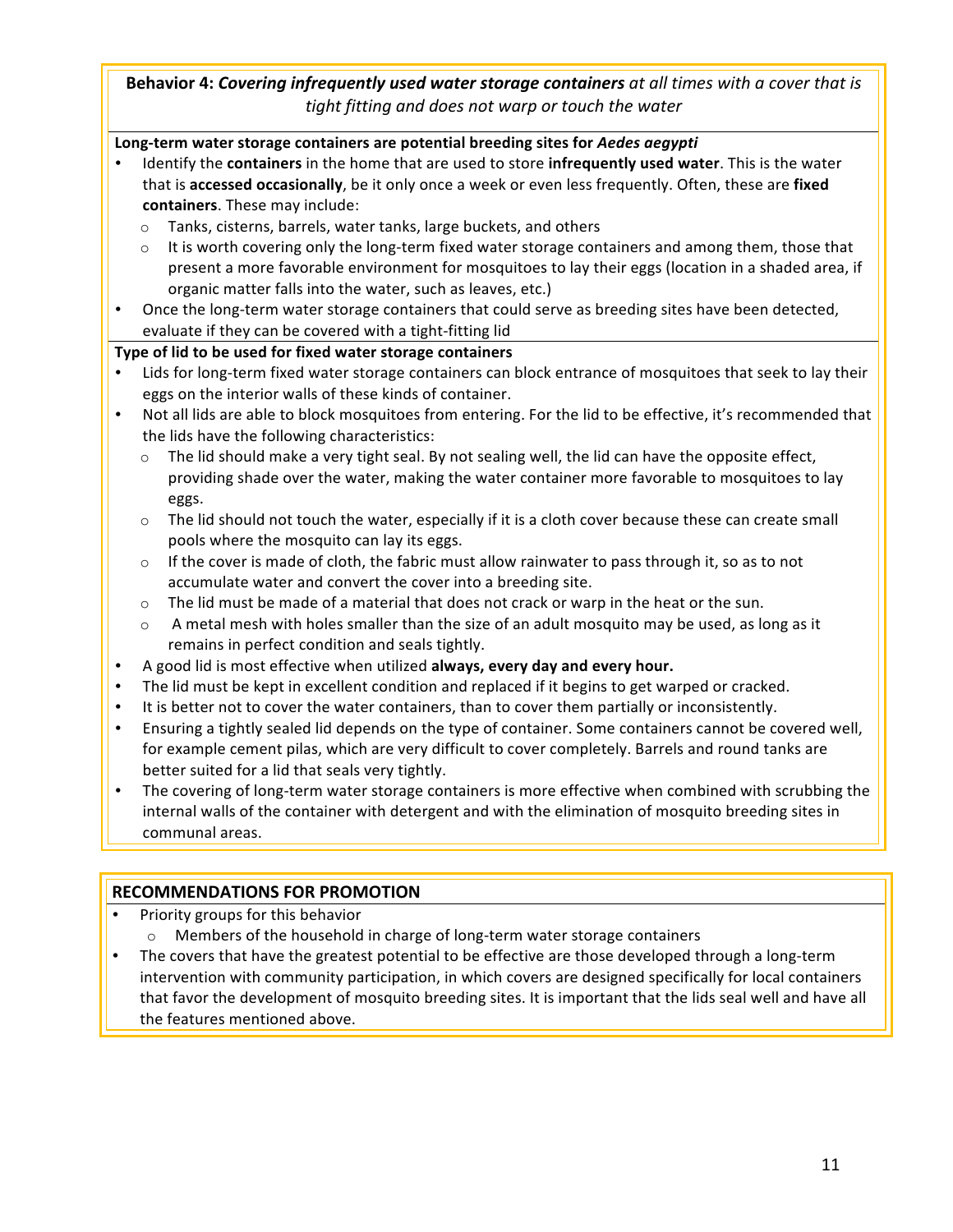**Behavior 4:** ***Covering infrequently used water storage containers*** *at all times with a cover that is tight fitting and does not warp or touch the water*

**Long-term water storage containers are potential breeding sites for** ***Aedes aegypti***

- Identify the **containers** in the home that are used to store **infrequently used water**. This is the water that is **accessed occasionally**, be it only once a week or even less frequently. Often, these are **fixed containers**. These may include:
  - Tanks, cisterns, barrels, water tanks, large buckets, and others
  - It is worth covering only the long-term fixed water storage containers and among them, those that present a more favorable environment for mosquitoes to lay their eggs (location in a shaded area, if organic matter falls into the water, such as leaves, etc.)
- Once the long-term water storage containers that could serve as breeding sites have been detected, evaluate if they can be covered with a tight-fitting lid

**Type of lid to be used for fixed water storage containers**

- Lids for long-term fixed water storage containers can block entrance of mosquitoes that seek to lay their eggs on the interior walls of these kinds of container.
- Not all lids are able to block mosquitoes from entering. For the lid to be effective, it's recommended that the lids have the following characteristics:
  - The lid should make a very tight seal. By not sealing well, the lid can have the opposite effect, providing shade over the water, making the water container more favorable to mosquitoes to lay eggs.
  - The lid should not touch the water, especially if it is a cloth cover because these can create small pools where the mosquito can lay its eggs.
  - If the cover is made of cloth, the fabric must allow rainwater to pass through it, so as to not accumulate water and convert the cover into a breeding site.
  - The lid must be made of a material that does not crack or warp in the heat or the sun.
  - A metal mesh with holes smaller than the size of an adult mosquito may be used, as long as it remains in perfect condition and seals tightly.
- A good lid is most effective when utilized **always, every day and every hour.**
- The lid must be kept in excellent condition and replaced if it begins to get warped or cracked.
- It is better not to cover the water containers, than to cover them partially or inconsistently.
- Ensuring a tightly sealed lid depends on the type of container. Some containers cannot be covered well, for example cement pilas, which are very difficult to cover completely. Barrels and round tanks are better suited for a lid that seals very tightly.
- The covering of long-term water storage containers is more effective when combined with scrubbing the internal walls of the container with detergent and with the elimination of mosquito breeding sites in communal areas.

**RECOMMENDATIONS FOR PROMOTION**

- Priority groups for this behavior
  - Members of the household in charge of long-term water storage containers
- The covers that have the greatest potential to be effective are those developed through a long-term intervention with community participation, in which covers are designed specifically for local containers that favor the development of mosquito breeding sites. It is important that the lids seal well and have all the features mentioned above.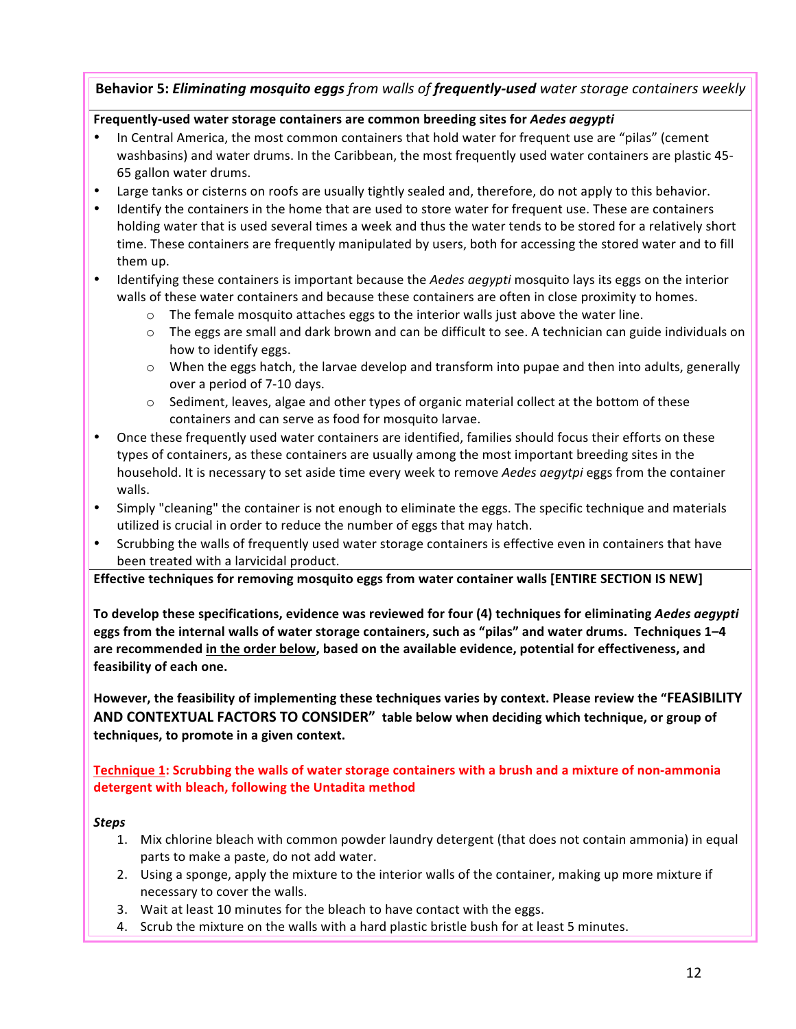**Behavior 5: *Eliminating mosquito eggs* *from walls of* *frequently-used* *water storage containers weekly***

**Frequently-used water storage containers are common breeding sites for *Aedes aegypti***

- In Central America, the most common containers that hold water for frequent use are "pilas" (cement washbasins) and water drums. In the Caribbean, the most frequently used water containers are plastic 45-65 gallon water drums.
- Large tanks or cisterns on roofs are usually tightly sealed and, therefore, do not apply to this behavior.
- Identify the containers in the home that are used to store water for frequent use. These are containers holding water that is used several times a week and thus the water tends to be stored for a relatively short time. These containers are frequently manipulated by users, both for accessing the stored water and to fill them up.
- Identifying these containers is important because the *Aedes aegypti* mosquito lays its eggs on the interior walls of these water containers and because these containers are often in close proximity to homes.
  - The female mosquito attaches eggs to the interior walls just above the water line.
  - The eggs are small and dark brown and can be difficult to see. A technician can guide individuals on how to identify eggs.
  - When the eggs hatch, the larvae develop and transform into pupae and then into adults, generally over a period of 7-10 days.
  - Sediment, leaves, algae and other types of organic material collect at the bottom of these containers and can serve as food for mosquito larvae.
- Once these frequently used water containers are identified, families should focus their efforts on these types of containers, as these containers are usually among the most important breeding sites in the household. It is necessary to set aside time every week to remove *Aedes aegytpi* eggs from the container walls.
- Simply "cleaning" the container is not enough to eliminate the eggs. The specific technique and materials utilized is crucial in order to reduce the number of eggs that may hatch.
- Scrubbing the walls of frequently used water storage containers is effective even in containers that have been treated with a larvicidal product.

**Effective techniques for removing mosquito eggs from water container walls [ENTIRE SECTION IS NEW]**

**To develop these specifications, evidence was reviewed for four (4) techniques for eliminating *Aedes aegypti* eggs from the internal walls of water storage containers, such as "pilas" and water drums. Techniques 1–4 are recommended <u>in the order below</u>, based on the available evidence, potential for effectiveness, and feasibility of each one.**

**However, the feasibility of implementing these techniques varies by context. Please review the "FEASIBILITY AND CONTEXTUAL FACTORS TO CONSIDER" table below when deciding which technique, or group of techniques, to promote in a given context.**

**<u>Technique 1</u>: Scrubbing the walls of water storage containers with a brush and a mixture of non-ammonia detergent with bleach, following the Untadita method**

***Steps***

1. Mix chlorine bleach with common powder laundry detergent (that does not contain ammonia) in equal parts to make a paste, do not add water.
2. Using a sponge, apply the mixture to the interior walls of the container, making up more mixture if necessary to cover the walls.
3. Wait at least 10 minutes for the bleach to have contact with the eggs.
4. Scrub the mixture on the walls with a hard plastic bristle bush for at least 5 minutes.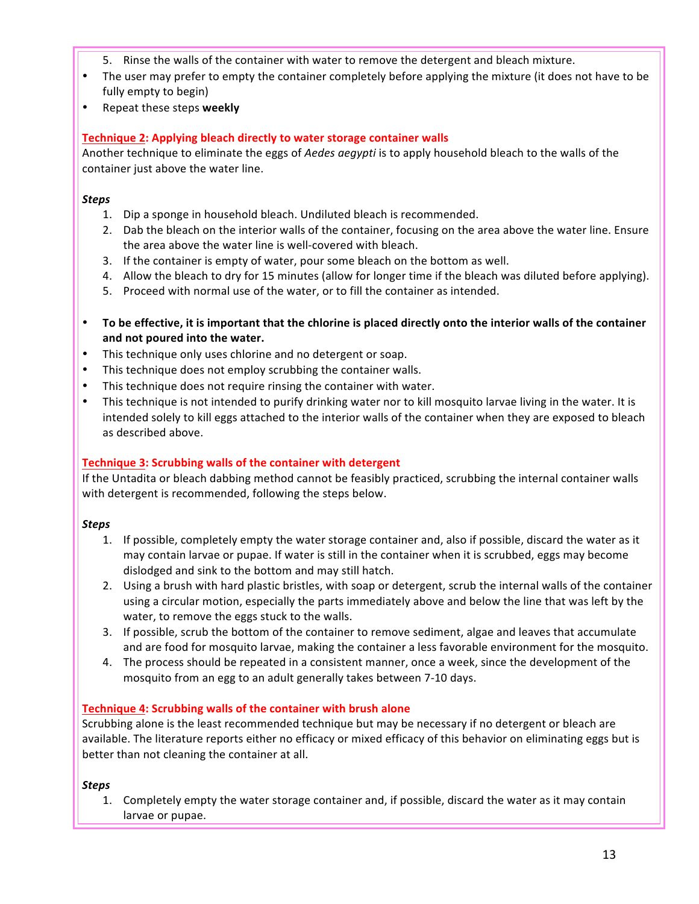5. Rinse the walls of the container with water to remove the detergent and bleach mixture.

- The user may prefer to empty the container completely before applying the mixture (it does not have to be fully empty to begin)
- Repeat these steps **weekly**

**Technique 2: Applying bleach directly to water storage container walls**

Another technique to eliminate the eggs of *Aedes aegypti* is to apply household bleach to the walls of the container just above the water line.

***Steps***

1. Dip a sponge in household bleach. Undiluted bleach is recommended.
2. Dab the bleach on the interior walls of the container, focusing on the area above the water line. Ensure the area above the water line is well-covered with bleach.
3. If the container is empty of water, pour some bleach on the bottom as well.
4. Allow the bleach to dry for 15 minutes (allow for longer time if the bleach was diluted before applying).
5. Proceed with normal use of the water, or to fill the container as intended.

- **To be effective, it is important that the chlorine is placed directly onto the interior walls of the container and not poured into the water.**
- This technique only uses chlorine and no detergent or soap.
- This technique does not employ scrubbing the container walls.
- This technique does not require rinsing the container with water.
- This technique is not intended to purify drinking water nor to kill mosquito larvae living in the water. It is intended solely to kill eggs attached to the interior walls of the container when they are exposed to bleach as described above.

**Technique 3: Scrubbing walls of the container with detergent**

If the Untadita or bleach dabbing method cannot be feasibly practiced, scrubbing the internal container walls with detergent is recommended, following the steps below.

***Steps***

1. If possible, completely empty the water storage container and, also if possible, discard the water as it may contain larvae or pupae. If water is still in the container when it is scrubbed, eggs may become dislodged and sink to the bottom and may still hatch.
2. Using a brush with hard plastic bristles, with soap or detergent, scrub the internal walls of the container using a circular motion, especially the parts immediately above and below the line that was left by the water, to remove the eggs stuck to the walls.
3. If possible, scrub the bottom of the container to remove sediment, algae and leaves that accumulate and are food for mosquito larvae, making the container a less favorable environment for the mosquito.
4. The process should be repeated in a consistent manner, once a week, since the development of the mosquito from an egg to an adult generally takes between 7-10 days.

**Technique 4: Scrubbing walls of the container with brush alone**

Scrubbing alone is the least recommended technique but may be necessary if no detergent or bleach are available. The literature reports either no efficacy or mixed efficacy of this behavior on eliminating eggs but is better than not cleaning the container at all.

***Steps***

1. Completely empty the water storage container and, if possible, discard the water as it may contain larvae or pupae.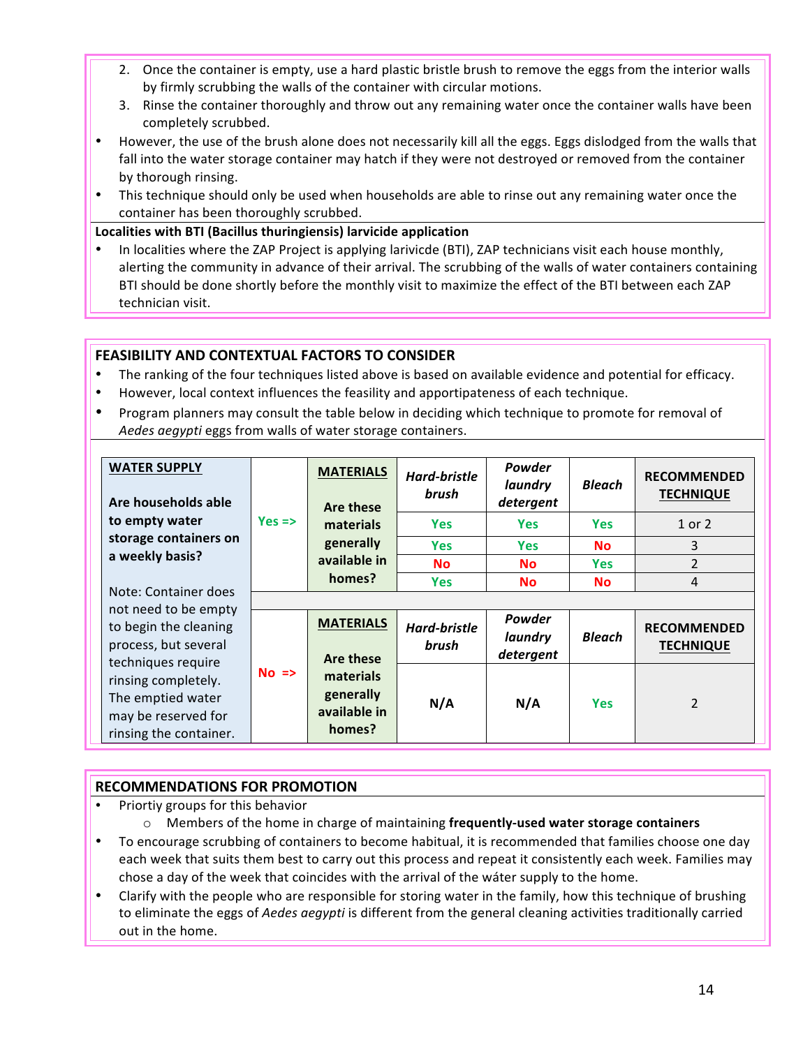2. Once the container is empty, use a hard plastic bristle brush to remove the eggs from the interior walls by firmly scrubbing the walls of the container with circular motions.
3. Rinse the container thoroughly and throw out any remaining water once the container walls have been completely scrubbed.

- However, the use of the brush alone does not necessarily kill all the eggs. Eggs dislodged from the walls that fall into the water storage container may hatch if they were not destroyed or removed from the container by thorough rinsing.
- This technique should only be used when households are able to rinse out any remaining water once the container has been thoroughly scrubbed.

**Localities with BTI (Bacillus thuringiensis) larvicide application**

- In localities where the ZAP Project is applying laricivde (BTI), ZAP technicians visit each house monthly, alerting the community in advance of their arrival. The scrubbing of the walls of water containers containing BTI should be done shortly before the monthly visit to maximize the effect of the BTI between each ZAP technician visit.

## FEASIBILITY AND CONTEXTUAL FACTORS TO CONSIDER

- The ranking of the four techniques listed above is based on available evidence and potential for efficacy.
- However, local context influences the feasility and apportipateness of each technique.
- Program planners may consult the table below in deciding which technique to promote for removal of *Aedes aegypti* eggs from walls of water storage containers.

| **WATER SUPPLY** | | **MATERIALS** | ***Hard-bristle brush*** | ***Powder laundry detergent*** | ***Bleach*** | **RECOMMENDED TECHNIQUE** |
|---|---|---|---|---|---|---|
| **Are households able to empty water storage containers on a weekly basis?** | Yes => | **Are these materials generally available in homes?** | Yes | Yes | Yes | 1 or 2 |
| | | | Yes | Yes | No | 3 |
| | | | No | No | Yes | 2 |
| | | | Yes | No | No | 4 |
| Note: Container does not need to be empty to begin the cleaning process, but several techniques require rinsing completely. The emptied water may be reserved for rinsing the container. | No => | **MATERIALS** | ***Hard-bristle brush*** | ***Powder laundry detergent*** | ***Bleach*** | **RECOMMENDED TECHNIQUE** |
| | | **Are these materials generally available in homes?** | N/A | N/A | Yes | 2 |

## RECOMMENDATIONS FOR PROMOTION

- Priortiy groups for this behavior
  - Members of the home in charge of maintaining **frequently-used water storage containers**
- To encourage scrubbing of containers to become habitual, it is recommended that families choose one day each week that suits them best to carry out this process and repeat it consistently each week. Families may chose a day of the week that coincides with the arrival of the wáter supply to the home.
- Clarify with the people who are responsible for storing water in the family, how this technique of brushing to eliminate the eggs of *Aedes aegypti* is different from the general cleaning activities traditionally carried out in the home.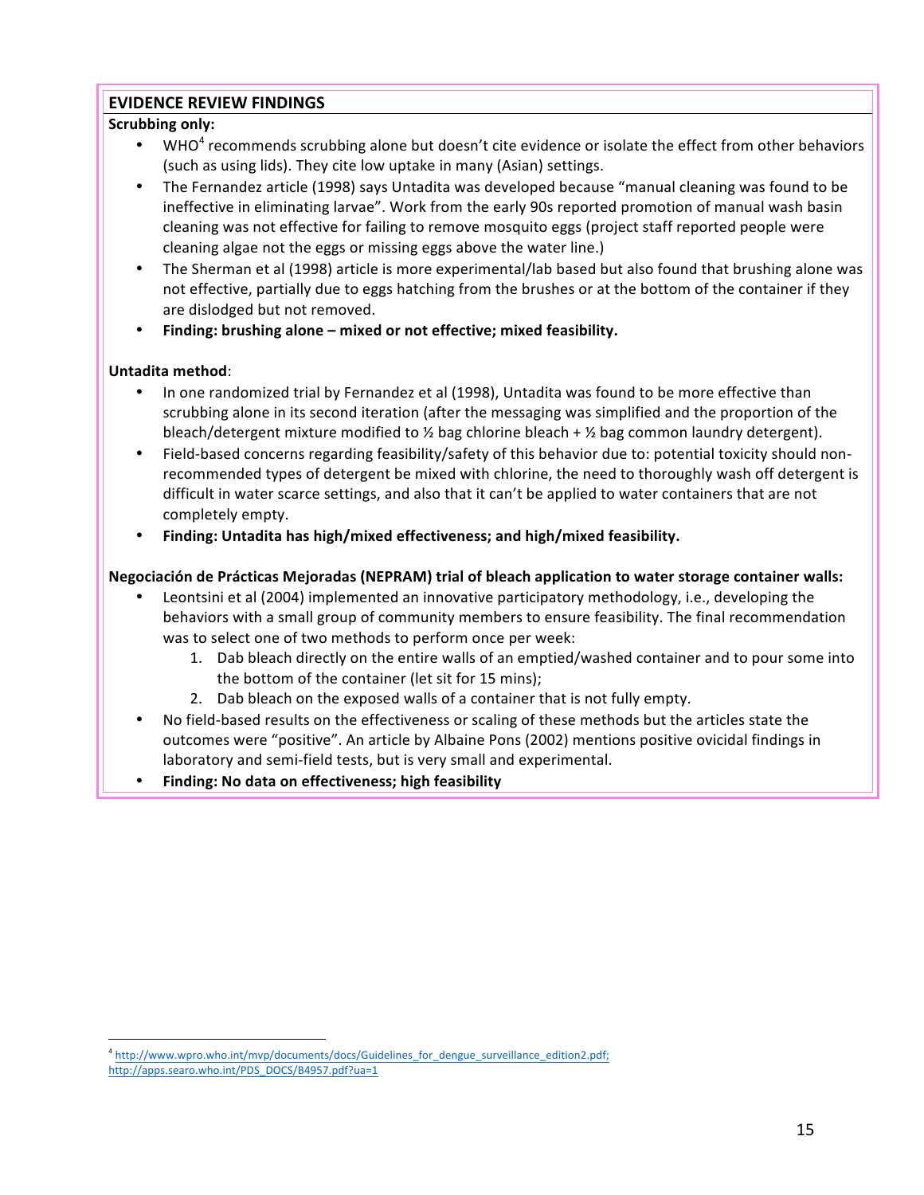## EVIDENCE REVIEW FINDINGS

**Scrubbing only:**

- WHO[4] recommends scrubbing alone but doesn't cite evidence or isolate the effect from other behaviors (such as using lids). They cite low uptake in many (Asian) settings.
- The Fernandez article (1998) says Untadita was developed because "manual cleaning was found to be ineffective in eliminating larvae". Work from the early 90s reported promotion of manual wash basin cleaning was not effective for failing to remove mosquito eggs (project staff reported people were cleaning algae not the eggs or missing eggs above the water line.)
- The Sherman et al (1998) article is more experimental/lab based but also found that brushing alone was not effective, partially due to eggs hatching from the brushes or at the bottom of the container if they are dislodged but not removed.
- **Finding: brushing alone – mixed or not effective; mixed feasibility.**

**Untadita method**:

- In one randomized trial by Fernandez et al (1998), Untadita was found to be more effective than scrubbing alone in its second iteration (after the messaging was simplified and the proportion of the bleach/detergent mixture modified to ½ bag chlorine bleach + ½ bag common laundry detergent).
- Field-based concerns regarding feasibility/safety of this behavior due to: potential toxicity should non-recommended types of detergent be mixed with chlorine, the need to thoroughly wash off detergent is difficult in water scarce settings, and also that it can't be applied to water containers that are not completely empty.
- **Finding: Untadita has high/mixed effectiveness; and high/mixed feasibility.**

**Negociación de Prácticas Mejoradas (NEPRAM) trial of bleach application to water storage container walls:**

- Leontsini et al (2004) implemented an innovative participatory methodology, i.e., developing the behaviors with a small group of community members to ensure feasibility. The final recommendation was to select one of two methods to perform once per week:
  1. Dab bleach directly on the entire walls of an emptied/washed container and to pour some into the bottom of the container (let sit for 15 mins);
  2. Dab bleach on the exposed walls of a container that is not fully empty.
- No field-based results on the effectiveness or scaling of these methods but the articles state the outcomes were "positive". An article by Albaine Pons (2002) mentions positive ovicidal findings in laboratory and semi-field tests, but is very small and experimental.
- **Finding: No data on effectiveness; high feasibility**

---

[4] http://www.wpro.who.int/mvp/documents/docs/Guidelines_for_dengue_surveillance_edition2.pdf; http://apps.searo.who.int/PDS_DOCS/B4957.pdf?ua=1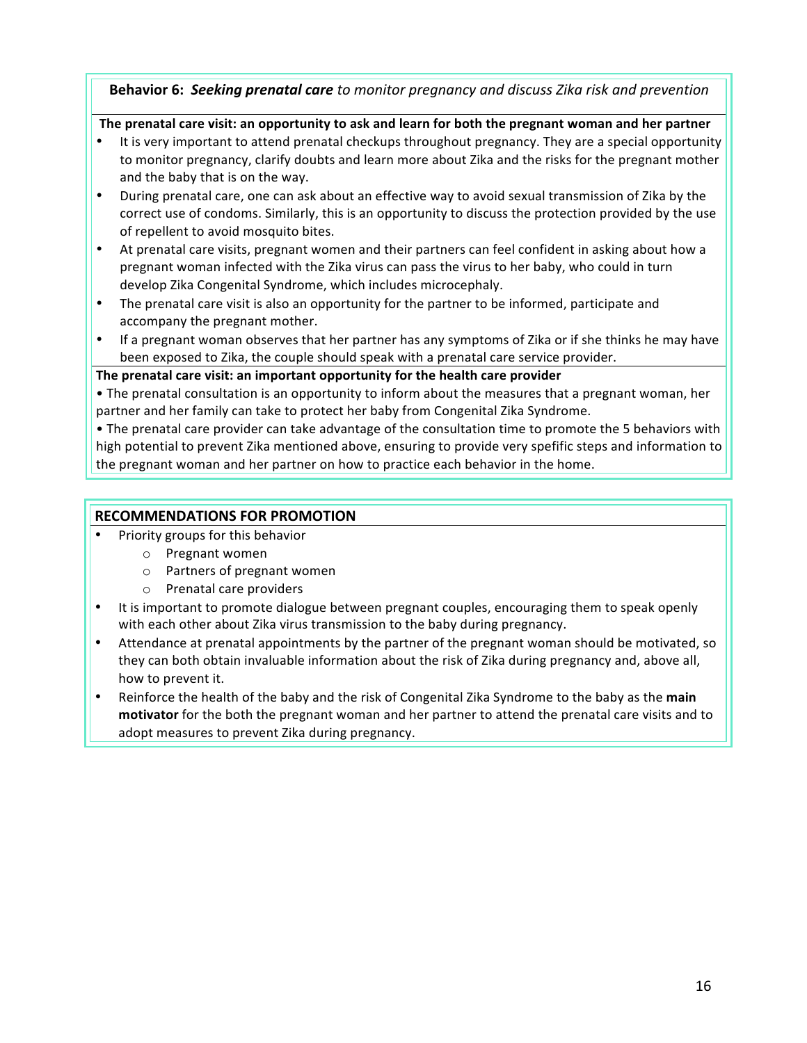**Behavior 6:** ***Seeking prenatal care*** *to monitor pregnancy and discuss Zika risk and prevention*

**The prenatal care visit: an opportunity to ask and learn for both the pregnant woman and her partner**

- It is very important to attend prenatal checkups throughout pregnancy. They are a special opportunity to monitor pregnancy, clarify doubts and learn more about Zika and the risks for the pregnant mother and the baby that is on the way.
- During prenatal care, one can ask about an effective way to avoid sexual transmission of Zika by the correct use of condoms. Similarly, this is an opportunity to discuss the protection provided by the use of repellent to avoid mosquito bites.
- At prenatal care visits, pregnant women and their partners can feel confident in asking about how a pregnant woman infected with the Zika virus can pass the virus to her baby, who could in turn develop Zika Congenital Syndrome, which includes microcephaly.
- The prenatal care visit is also an opportunity for the partner to be informed, participate and accompany the pregnant mother.
- If a pregnant woman observes that her partner has any symptoms of Zika or if she thinks he may have been exposed to Zika, the couple should speak with a prenatal care service provider.

**The prenatal care visit: an important opportunity for the health care provider**

• The prenatal consultation is an opportunity to inform about the measures that a pregnant woman, her partner and her family can take to protect her baby from Congenital Zika Syndrome.

• The prenatal care provider can take advantage of the consultation time to promote the 5 behaviors with high potential to prevent Zika mentioned above, ensuring to provide very spefific steps and information to the pregnant woman and her partner on how to practice each behavior in the home.

**RECOMMENDATIONS FOR PROMOTION**

- Priority groups for this behavior
  - Pregnant women
  - Partners of pregnant women
  - Prenatal care providers
- It is important to promote dialogue between pregnant couples, encouraging them to speak openly with each other about Zika virus transmission to the baby during pregnancy.
- Attendance at prenatal appointments by the partner of the pregnant woman should be motivated, so they can both obtain invaluable information about the risk of Zika during pregnancy and, above all, how to prevent it.
- Reinforce the health of the baby and the risk of Congenital Zika Syndrome to the baby as the **main motivator** for the both the pregnant woman and her partner to attend the prenatal care visits and to adopt measures to prevent Zika during pregnancy.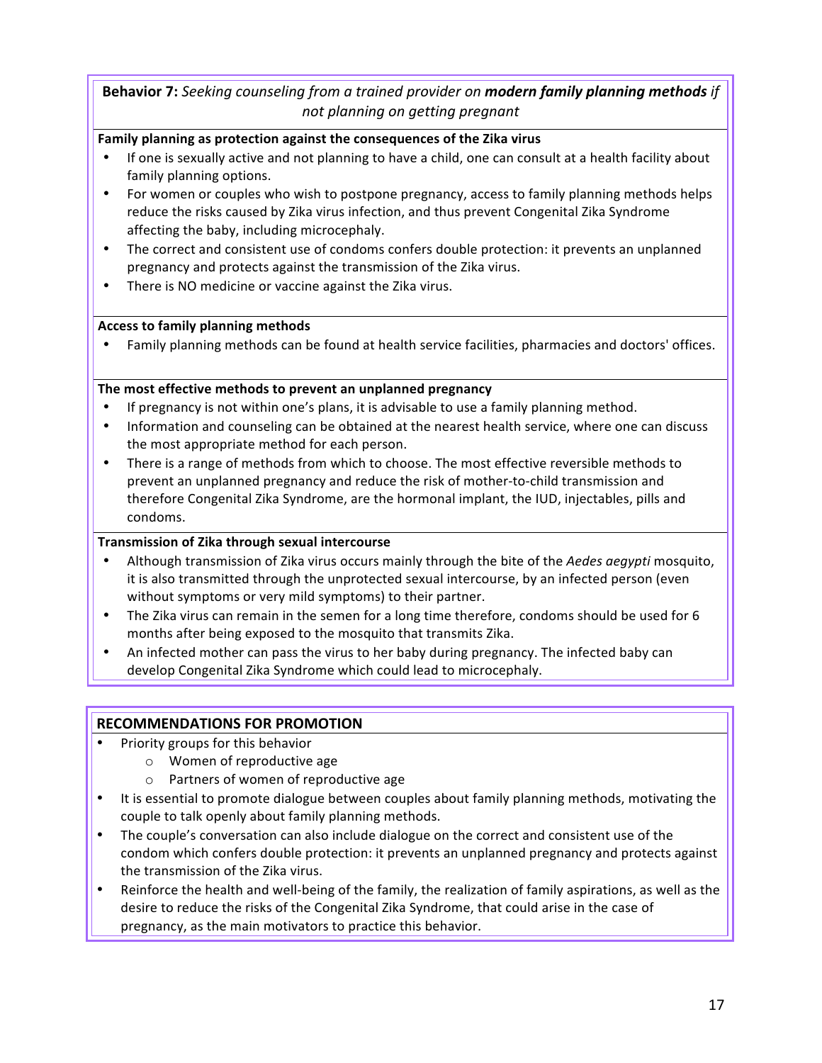**Behavior 7:** *Seeking counseling from a trained provider on* ***modern family planning methods*** *if not planning on getting pregnant*

**Family planning as protection against the consequences of the Zika virus**

- If one is sexually active and not planning to have a child, one can consult at a health facility about family planning options.
- For women or couples who wish to postpone pregnancy, access to family planning methods helps reduce the risks caused by Zika virus infection, and thus prevent Congenital Zika Syndrome affecting the baby, including microcephaly.
- The correct and consistent use of condoms confers double protection: it prevents an unplanned pregnancy and protects against the transmission of the Zika virus.
- There is NO medicine or vaccine against the Zika virus.

**Access to family planning methods**

- Family planning methods can be found at health service facilities, pharmacies and doctors' offices.

**The most effective methods to prevent an unplanned pregnancy**

- If pregnancy is not within one's plans, it is advisable to use a family planning method.
- Information and counseling can be obtained at the nearest health service, where one can discuss the most appropriate method for each person.
- There is a range of methods from which to choose. The most effective reversible methods to prevent an unplanned pregnancy and reduce the risk of mother-to-child transmission and therefore Congenital Zika Syndrome, are the hormonal implant, the IUD, injectables, pills and condoms.

**Transmission of Zika through sexual intercourse**

- Although transmission of Zika virus occurs mainly through the bite of the *Aedes aegypti* mosquito, it is also transmitted through the unprotected sexual intercourse, by an infected person (even without symptoms or very mild symptoms) to their partner.
- The Zika virus can remain in the semen for a long time therefore, condoms should be used for 6 months after being exposed to the mosquito that transmits Zika.
- An infected mother can pass the virus to her baby during pregnancy. The infected baby can develop Congenital Zika Syndrome which could lead to microcephaly.

**RECOMMENDATIONS FOR PROMOTION**

- Priority groups for this behavior
  - Women of reproductive age
  - Partners of women of reproductive age
- It is essential to promote dialogue between couples about family planning methods, motivating the couple to talk openly about family planning methods.
- The couple's conversation can also include dialogue on the correct and consistent use of the condom which confers double protection: it prevents an unplanned pregnancy and protects against the transmission of the Zika virus.
- Reinforce the health and well-being of the family, the realization of family aspirations, as well as the desire to reduce the risks of the Congenital Zika Syndrome, that could arise in the case of pregnancy, as the main motivators to practice this behavior.